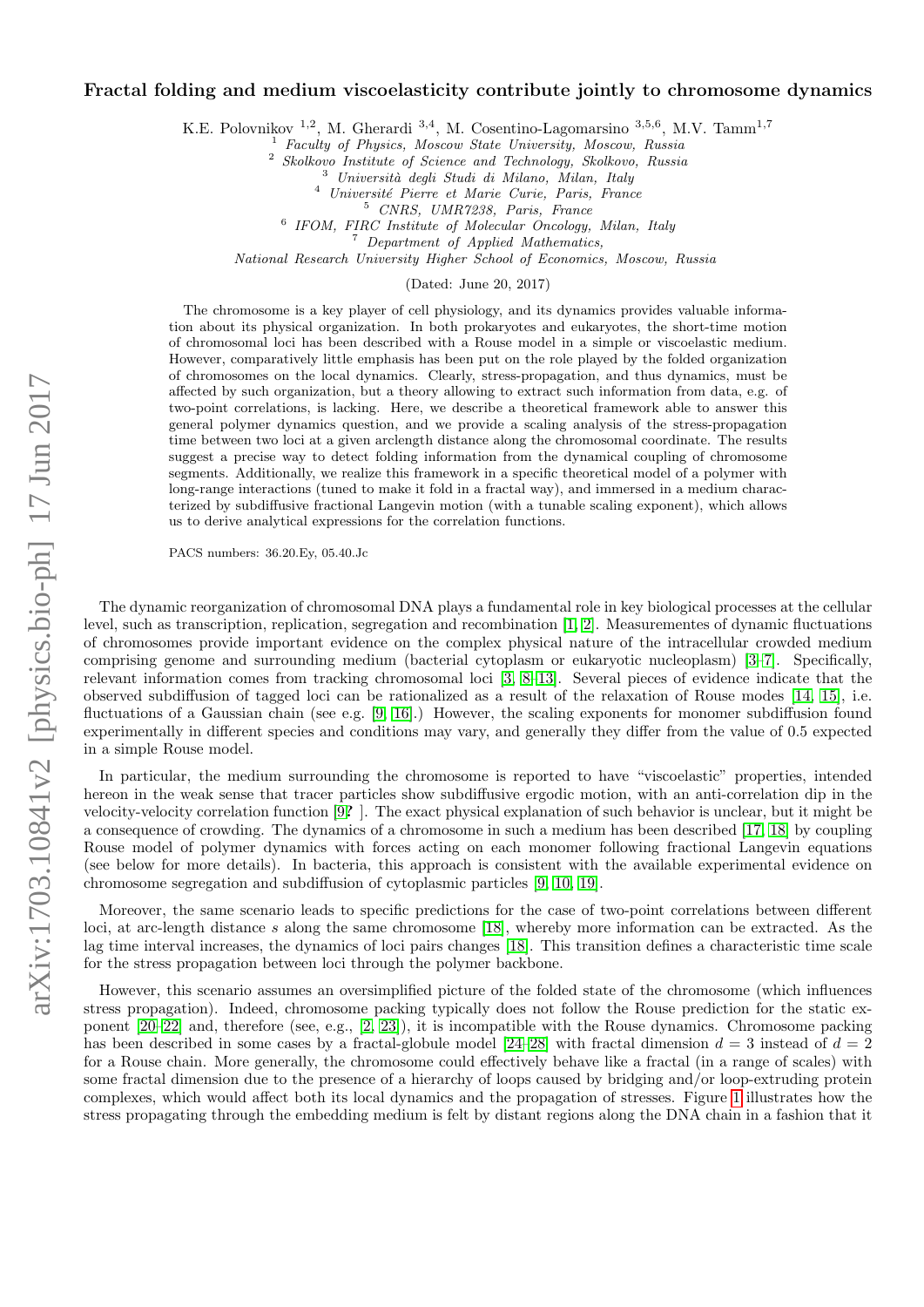# Fractal folding and medium viscoelasticity contribute jointly to chromosome dynamics

K.E. Polovnikov [1,2], M. Gherardi [3,4], M. Cosentino-Lagomarsino [3,5,6], M.V. Tamm[1,7]

[1] *Faculty of Physics, Moscow State University, Moscow, Russia*
[2] *Skolkovo Institute of Science and Technology, Skolkovo, Russia*
[3] *Università degli Studi di Milano, Milan, Italy*
[4] *Université Pierre et Marie Curie, Paris, France*
[5] *CNRS, UMR7238, Paris, France*
[6] *IFOM, FIRC Institute of Molecular Oncology, Milan, Italy*
[7] *Department of Applied Mathematics, National Research University Higher School of Economics, Moscow, Russia*

(Dated: June 20, 2017)

The chromosome is a key player of cell physiology, and its dynamics provides valuable information about its physical organization. In both prokaryotes and eukaryotes, the short-time motion of chromosomal loci has been described with a Rouse model in a simple or viscoelastic medium. However, comparatively little emphasis has been put on the role played by the folded organization of chromosomes on the local dynamics. Clearly, stress-propagation, and thus dynamics, must be affected by such organization, but a theory allowing to extract such information from data, e.g. of two-point correlations, is lacking. Here, we describe a theoretical framework able to answer this general polymer dynamics question, and we provide a scaling analysis of the stress-propagation time between two loci at a given arclength distance along the chromosomal coordinate. The results suggest a precise way to detect folding information from the dynamical coupling of chromosome segments. Additionally, we realize this framework in a specific theoretical model of a polymer with long-range interactions (tuned to make it fold in a fractal way), and immersed in a medium characterized by subdiffusive fractional Langevin motion (with a tunable scaling exponent), which allows us to derive analytical expressions for the correlation functions.

PACS numbers: 36.20.Ey, 05.40.Jc

The dynamic reorganization of chromosomal DNA plays a fundamental role in key biological processes at the cellular level, such as transcription, replication, segregation and recombination [1, 2]. Measurementes of dynamic fluctuations of chromosomes provide important evidence on the complex physical nature of the intracellular crowded medium comprising genome and surrounding medium (bacterial cytoplasm or eukaryotic nucleoplasm) [3–7]. Specifically, relevant information comes from tracking chromosomal loci [3, 8–13]. Several pieces of evidence indicate that the observed subdiffusion of tagged loci can be rationalized as a result of the relaxation of Rouse modes [14, 15], i.e. fluctuations of a Gaussian chain (see e.g. [9, 16].) However, the scaling exponents for monomer subdiffusion found experimentally in different species and conditions may vary, and generally they differ from the value of 0.5 expected in a simple Rouse model.

In particular, the medium surrounding the chromosome is reported to have "viscoelastic" properties, intended hereon in the weak sense that tracer particles show subdiffusive ergodic motion, with an anti-correlation dip in the velocity-velocity correlation function [9? ]. The exact physical explanation of such behavior is unclear, but it might be a consequence of crowding. The dynamics of a chromosome in such a medium has been described [17, 18] by coupling Rouse model of polymer dynamics with forces acting on each monomer following fractional Langevin equations (see below for more details). In bacteria, this approach is consistent with the available experimental evidence on chromosome segregation and subdiffusion of cytoplasmic particles [9, 10, 19].

Moreover, the same scenario leads to specific predictions for the case of two-point correlations between different loci, at arc-length distance $s$ along the same chromosome [18], whereby more information can be extracted. As the lag time interval increases, the dynamics of loci pairs changes [18]. This transition defines a characteristic time scale for the stress propagation between loci through the polymer backbone.

However, this scenario assumes an oversimplified picture of the folded state of the chromosome (which influences stress propagation). Indeed, chromosome packing typically does not follow the Rouse prediction for the static exponent [20–22] and, therefore (see, e.g., [2, 23]), it is incompatible with the Rouse dynamics. Chromosome packing has been described in some cases by a fractal-globule model [24–28] with fractal dimension $d = 3$ instead of $d = 2$ for a Rouse chain. More generally, the chromosome could effectively behave like a fractal (in a range of scales) with some fractal dimension due to the presence of a hierarchy of loops caused by bridging and/or loop-extruding protein complexes, which would affect both its local dynamics and the propagation of stresses. Figure 1 illustrates how the stress propagating through the embedding medium is felt by distant regions along the DNA chain in a fashion that it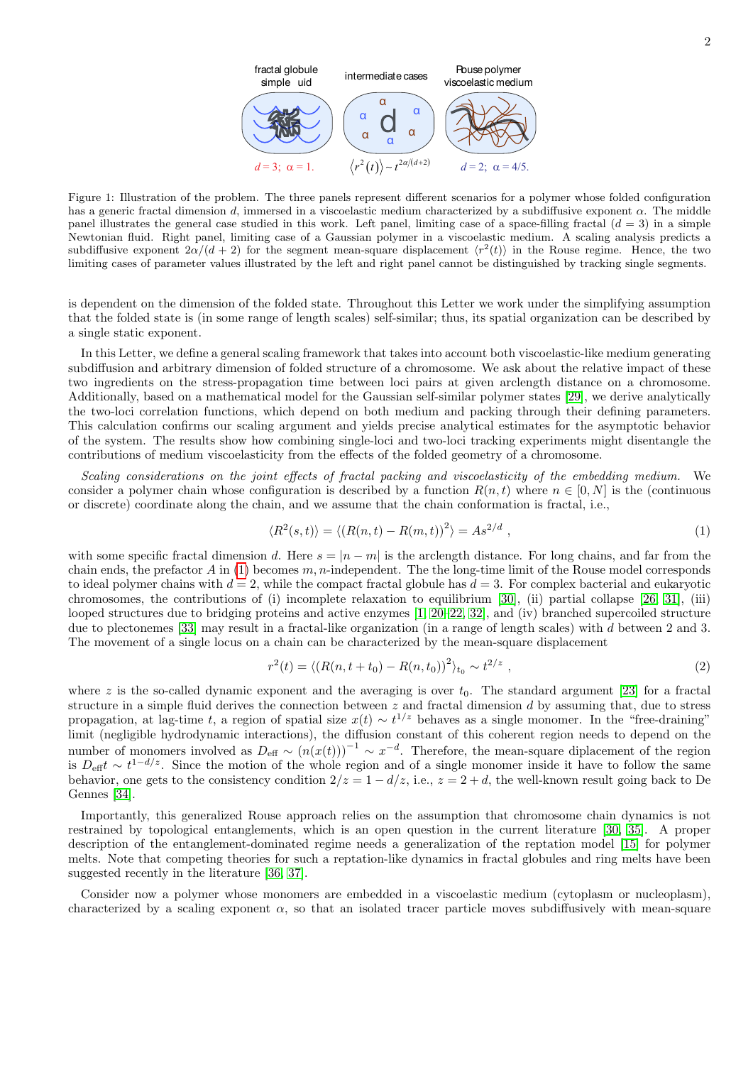fractal globule simple fluid | intermediate cases | Rouse polymer viscoelastic medium

$d = 3;\ \alpha = 1.$ | $\langle r^2(t)\rangle \sim t^{2\alpha/(d+2)}$ | $d = 2;\ \alpha = 4/5.$

Figure 1: Illustration of the problem. The three panels represent different scenarios for a polymer whose folded configuration has a generic fractal dimension $d$, immersed in a viscoelastic medium characterized by a subdiffusive exponent $\alpha$. The middle panel illustrates the general case studied in this work. Left panel, limiting case of a space-filling fractal ($d = 3$) in a simple Newtonian fluid. Right panel, limiting case of a Gaussian polymer in a viscoelastic medium. A scaling analysis predicts a subdiffusive exponent $2\alpha/(d + 2)$ for the segment mean-square displacement $\langle r^2(t)\rangle$ in the Rouse regime. Hence, the two limiting cases of parameter values illustrated by the left and right panel cannot be distinguished by tracking single segments.

is dependent on the dimension of the folded state. Throughout this Letter we work under the simplifying assumption that the folded state is (in some range of length scales) self-similar; thus, its spatial organization can be described by a single static exponent.

In this Letter, we define a general scaling framework that takes into account both viscoelastic-like medium generating subdiffusion and arbitrary dimension of folded structure of a chromosome. We ask about the relative impact of these two ingredients on the stress-propagation time between loci pairs at given arclength distance on a chromosome. Additionally, based on a mathematical model for the Gaussian self-similar polymer states [29], we derive analytically the two-loci correlation functions, which depend on both medium and packing through their defining parameters. This calculation confirms our scaling argument and yields precise analytical estimates for the asymptotic behavior of the system. The results show how combining single-loci and two-loci tracking experiments might disentangle the contributions of medium viscoelasticity from the effects of the folded geometry of a chromosome.

*Scaling considerations on the joint effects of fractal packing and viscoelasticity of the embedding medium.* We consider a polymer chain whose configuration is described by a function $R(n, t)$ where $n \in [0, N]$ is the (continuous or discrete) coordinate along the chain, and we assume that the chain conformation is fractal, i.e.,

$$\langle R^2(s, t)\rangle = \langle (R(n, t) - R(m, t))^2\rangle = A s^{2/d}\ , \tag{1}$$

with some specific fractal dimension $d$. Here $s = |n - m|$ is the arclength distance. For long chains, and far from the chain ends, the prefactor $A$ in (1) becomes $m, n$-independent. The the long-time limit of the Rouse model corresponds to ideal polymer chains with $d = 2$, while the compact fractal globule has $d = 3$. For complex bacterial and eukaryotic chromosomes, the contributions of (i) incomplete relaxation to equilibrium [30], (ii) partial collapse [26, 31], (iii) looped structures due to bridging proteins and active enzymes [1, 20–22, 32], and (iv) branched supercoiled structure due to plectonemes [33] may result in a fractal-like organization (in a range of length scales) with $d$ between 2 and 3. The movement of a single locus on a chain can be characterized by the mean-square displacement

$$r^2(t) = \langle (R(n, t + t_0) - R(n, t_0))^2\rangle_{t_0} \sim t^{2/z}\ , \tag{2}$$

where $z$ is the so-called dynamic exponent and the averaging is over $t_0$. The standard argument [23] for a fractal structure in a simple fluid derives the connection between $z$ and fractal dimension $d$ by assuming that, due to stress propagation, at lag-time $t$, a region of spatial size $x(t) \sim t^{1/z}$ behaves as a single monomer. In the "free-draining" limit (negligible hydrodynamic interactions), the diffusion constant of this coherent region needs to depend on the number of monomers involved as $D_{\text{eff}} \sim (n(x(t)))^{-1} \sim x^{-d}$. Therefore, the mean-square diplacement of the region is $D_{\text{eff}} t \sim t^{1-d/z}$. Since the motion of the whole region and of a single monomer inside it have to follow the same behavior, one gets to the consistency condition $2/z = 1 - d/z$, i.e., $z = 2 + d$, the well-known result going back to De Gennes [34].

Importantly, this generalized Rouse approach relies on the assumption that chromosome chain dynamics is not restrained by topological entanglements, which is an open question in the current literature [30, 35]. A proper description of the entanglement-dominated regime needs a generalization of the reptation model [15] for polymer melts. Note that competing theories for such a reptation-like dynamics in fractal globules and ring melts have been suggested recently in the literature [36, 37].

Consider now a polymer whose monomers are embedded in a viscoelastic medium (cytoplasm or nucleoplasm), characterized by a scaling exponent $\alpha$, so that an isolated tracer particle moves subdiffusively with mean-square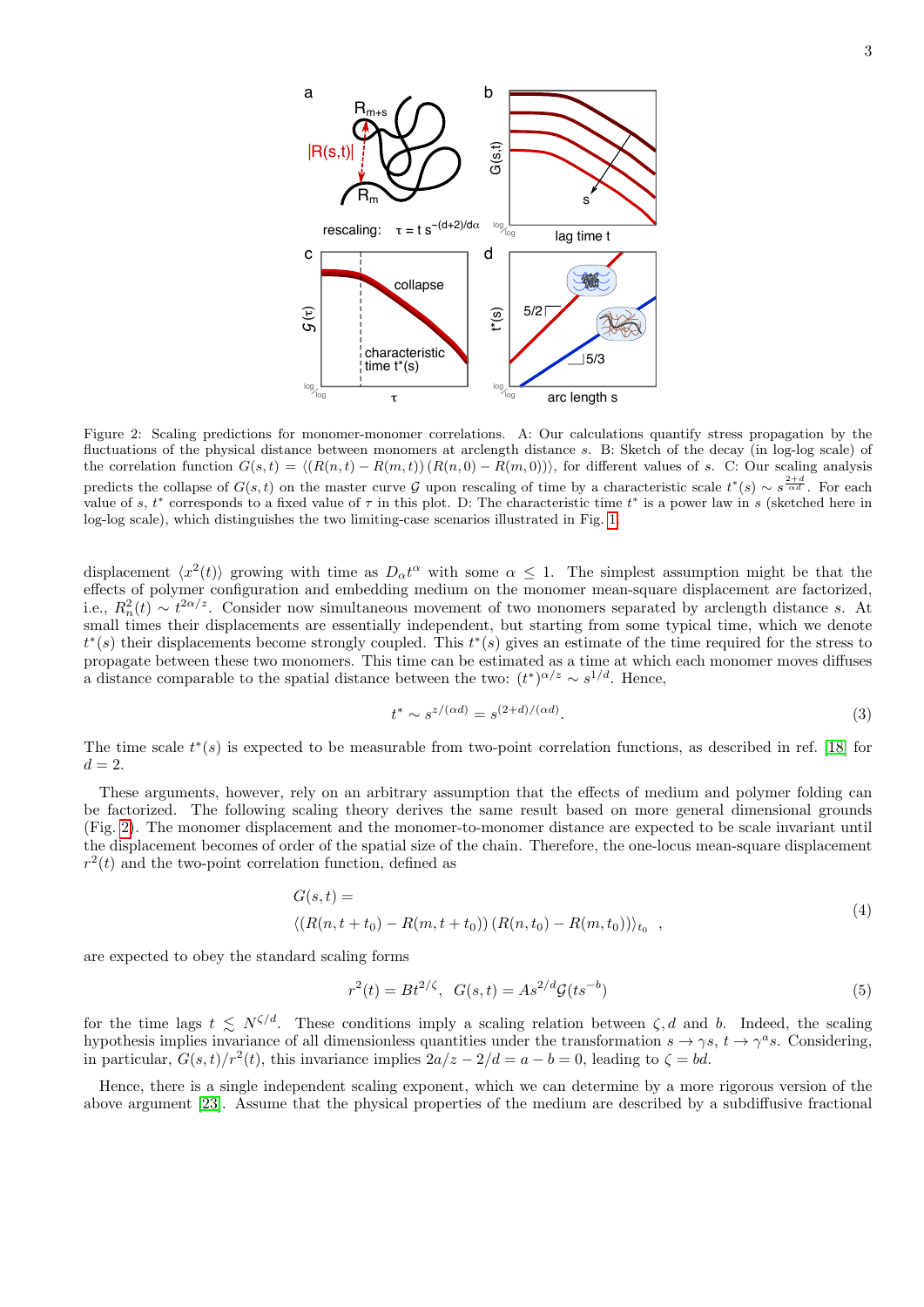Figure 2: Scaling predictions for monomer-monomer correlations. A: Our calculations quantify stress propagation by the fluctuations of the physical distance between monomers at arclength distance $s$. B: Sketch of the decay (in log-log scale) of the correlation function $G(s,t) = \langle (R(n,t) - R(m,t)) (R(n,0) - R(m,0)) \rangle$, for different values of $s$. C: Our scaling analysis predicts the collapse of $G(s,t)$ on the master curve $\mathcal{G}$ upon rescaling of time by a characteristic scale $t^*(s) \sim s^{\frac{2+d}{\alpha d}}$. For each value of $s$, $t^*$ corresponds to a fixed value of $\tau$ in this plot. D: The characteristic time $t^*$ is a power law in $s$ (sketched here in log-log scale), which distinguishes the two limiting-case scenarios illustrated in Fig. 1.

displacement $\langle x^2(t) \rangle$ growing with time as $D_\alpha t^\alpha$ with some $\alpha \leq 1$. The simplest assumption might be that the effects of polymer configuration and embedding medium on the monomer mean-square displacement are factorized, i.e., $R_n^2(t) \sim t^{2\alpha/z}$. Consider now simultaneous movement of two monomers separated by arclength distance $s$. At small times their displacements are essentially independent, but starting from some typical time, which we denote $t^*(s)$ their displacements become strongly coupled. This $t^*(s)$ gives an estimate of the time required for the stress to propagate between these two monomers. This time can be estimated as a time at which each monomer moves diffuses a distance comparable to the spatial distance between the two: $(t^*)^{\alpha/z} \sim s^{1/d}$. Hence,

$$t^* \sim s^{z/(\alpha d)} = s^{(2+d)/(\alpha d)}. \tag{3}$$

The time scale $t^*(s)$ is expected to be measurable from two-point correlation functions, as described in ref. [18] for $d = 2$.

These arguments, however, rely on an arbitrary assumption that the effects of medium and polymer folding can be factorized. The following scaling theory derives the same result based on more general dimensional grounds (Fig. 2). The monomer displacement and the monomer-to-monomer distance are expected to be scale invariant until the displacement becomes of order of the spatial size of the chain. Therefore, the one-locus mean-square displacement $r^2(t)$ and the two-point correlation function, defined as

$$G(s,t) = \\ \langle (R(n,t+t_0) - R(m,t+t_0)) (R(n,t_0) - R(m,t_0)) \rangle_{t_0} \ , \tag{4}$$

are expected to obey the standard scaling forms

$$r^2(t) = Bt^{2/\zeta}, \ \ G(s,t) = As^{2/d} \mathcal{G}(ts^{-b}) \tag{5}$$

for the time lags $t \lesssim N^{\zeta/d}$. These conditions imply a scaling relation between $\zeta, d$ and $b$. Indeed, the scaling hypothesis implies invariance of all dimensionless quantities under the transformation $s \to \gamma s$, $t \to \gamma^a s$. Considering, in particular, $G(s,t)/r^2(t)$, this invariance implies $2a/z - 2/d = a - b = 0$, leading to $\zeta = bd$.

Hence, there is a single independent scaling exponent, which we can determine by a more rigorous version of the above argument [23]. Assume that the physical properties of the medium are described by a subdiffusive fractional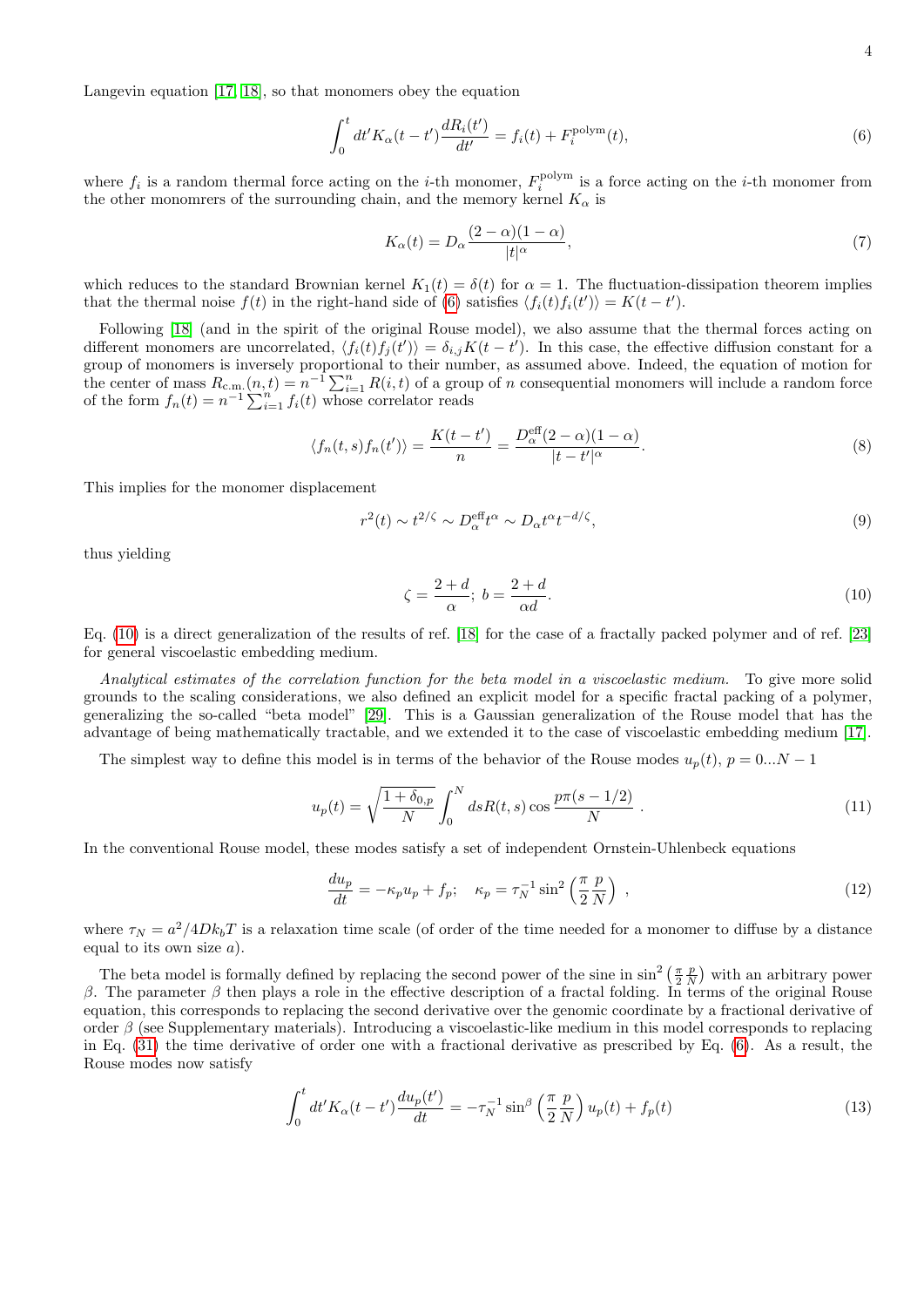Langevin equation [17, 18], so that monomers obey the equation

$$\int_0^t dt' K_\alpha(t-t') \frac{dR_i(t')}{dt'} = f_i(t) + F_i^{\rm polym}(t), \tag{6}$$

where $f_i$ is a random thermal force acting on the $i$-th monomer, $F_i^{\rm polym}$ is a force acting on the $i$-th monomer from the other monomrers of the surrounding chain, and the memory kernel $K_\alpha$ is

$$K_\alpha(t) = D_\alpha \frac{(2-\alpha)(1-\alpha)}{|t|^\alpha}, \tag{7}$$

which reduces to the standard Brownian kernel $K_1(t) = \delta(t)$ for $\alpha = 1$. The fluctuation-dissipation theorem implies that the thermal noise $f(t)$ in the right-hand side of (6) satisfies $\langle f_i(t) f_i(t')\rangle = K(t-t')$.

Following [18] (and in the spirit of the original Rouse model), we also assume that the thermal forces acting on different monomers are uncorrelated, $\langle f_i(t) f_j(t')\rangle = \delta_{i,j} K(t-t')$. In this case, the effective diffusion constant for a group of monomers is inversely proportional to their number, as assumed above. Indeed, the equation of motion for the center of mass $R_{\rm c.m.}(n,t) = n^{-1}\sum_{i=1}^n R(i,t)$ of a group of $n$ consequential monomers will include a random force of the form $f_n(t) = n^{-1}\sum_{i=1}^n f_i(t)$ whose correlator reads

$$\langle f_n(t,s) f_n(t')\rangle = \frac{K(t-t')}{n} = \frac{D_\alpha^{\rm eff}(2-\alpha)(1-\alpha)}{|t-t'|^\alpha}. \tag{8}$$

This implies for the monomer displacement

$$r^2(t) \sim t^{2/\zeta} \sim D_\alpha^{\rm eff} t^\alpha \sim D_\alpha t^\alpha t^{-d/\zeta}, \tag{9}$$

thus yielding

$$\zeta = \frac{2+d}{\alpha};\ b = \frac{2+d}{\alpha d}. \tag{10}$$

Eq. (10) is a direct generalization of the results of ref. [18] for the case of a fractally packed polymer and of ref. [23] for general viscoelastic embedding medium.

*Analytical estimates of the correlation function for the beta model in a viscoelastic medium.* To give more solid grounds to the scaling considerations, we also defined an explicit model for a specific fractal packing of a polymer, generalizing the so-called "beta model" [29]. This is a Gaussian generalization of the Rouse model that has the advantage of being mathematically tractable, and we extended it to the case of viscoelastic embedding medium [17].

The simplest way to define this model is in terms of the behavior of the Rouse modes $u_p(t)$, $p = 0...N-1$

$$u_p(t) = \sqrt{\frac{1+\delta_{0,p}}{N}} \int_0^N ds R(t,s) \cos\frac{p\pi(s-1/2)}{N}\ . \tag{11}$$

In the conventional Rouse model, these modes satisfy a set of independent Ornstein-Uhlenbeck equations

$$\frac{du_p}{dt} = -\kappa_p u_p + f_p; \quad \kappa_p = \tau_N^{-1} \sin^2\left(\frac{\pi}{2}\frac{p}{N}\right)\ , \tag{12}$$

where $\tau_N = a^2/4Dk_bT$ is a relaxation time scale (of order of the time needed for a monomer to diffuse by a distance equal to its own size $a$).

The beta model is formally defined by replacing the second power of the sine in $\sin^2\left(\frac{\pi}{2}\frac{p}{N}\right)$ with an arbitrary power $\beta$. The parameter $\beta$ then plays a role in the effective description of a fractal folding. In terms of the original Rouse equation, this corresponds to replacing the second derivative over the genomic coordinate by a fractional derivative of order $\beta$ (see Supplementary materials). Introducing a viscoelastic-like medium in this model corresponds to replacing in Eq. (31) the time derivative of order one with a fractional derivative as prescribed by Eq. (6). As a result, the Rouse modes now satisfy

$$\int_0^t dt' K_\alpha(t-t') \frac{du_p(t')}{dt} = -\tau_N^{-1} \sin^\beta\left(\frac{\pi}{2}\frac{p}{N}\right) u_p(t) + f_p(t) \tag{13}$$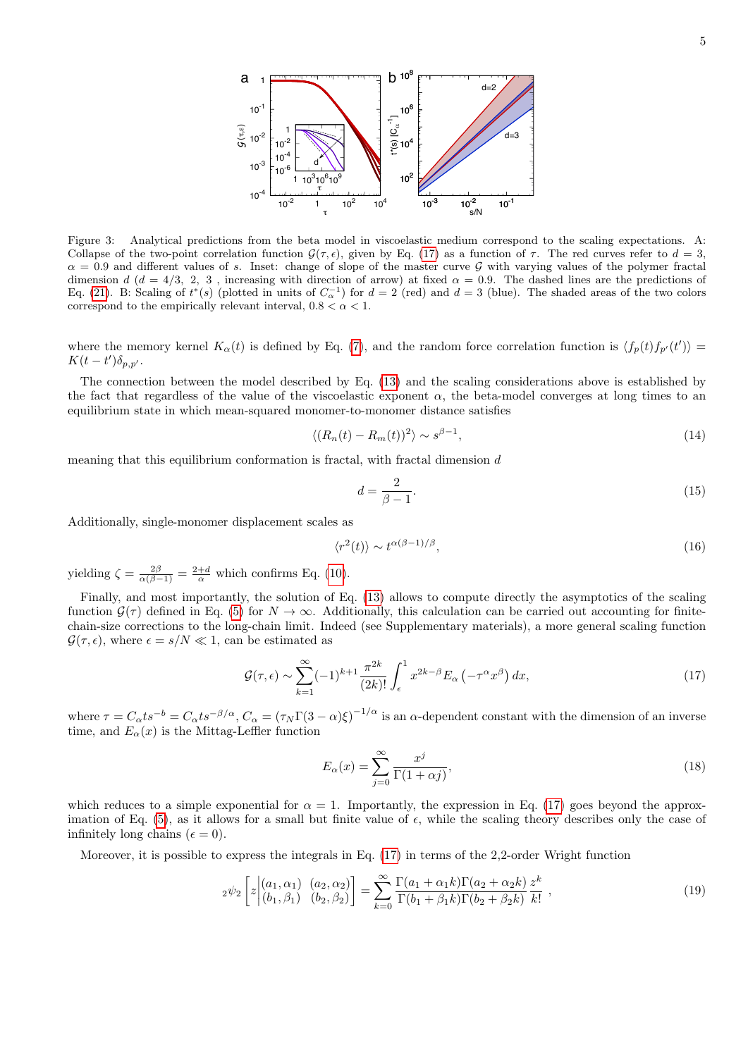Figure 3: Analytical predictions from the beta model in viscoelastic medium correspond to the scaling expectations. A: Collapse of the two-point correlation function $\mathcal{G}(\tau, \epsilon)$, given by Eq. (17) as a function of $\tau$. The red curves refer to $d = 3$, $\alpha = 0.9$ and different values of $s$. Inset: change of slope of the master curve $\mathcal{G}$ with varying values of the polymer fractal dimension $d$ ($d = 4/3,\ 2,\ 3$ , increasing with direction of arrow) at fixed $\alpha = 0.9$. The dashed lines are the predictions of Eq. (21). B: Scaling of $t^*(s)$ (plotted in units of $C_\alpha^{-1}$) for $d = 2$ (red) and $d = 3$ (blue). The shaded areas of the two colors correspond to the empirically relevant interval, $0.8 < \alpha < 1$.

where the memory kernel $K_\alpha(t)$ is defined by Eq. (7), and the random force correlation function is $\langle f_p(t) f_{p'}(t')\rangle = K(t-t')\delta_{p,p'}$.

The connection between the model described by Eq. (13) and the scaling considerations above is established by the fact that regardless of the value of the viscoelastic exponent $\alpha$, the beta-model converges at long times to an equilibrium state in which mean-squared monomer-to-monomer distance satisfies

$$\langle (R_n(t) - R_m(t))^2\rangle \sim s^{\beta-1}, \tag{14}$$

meaning that this equilibrium conformation is fractal, with fractal dimension $d$

$$d = \frac{2}{\beta - 1}. \tag{15}$$

Additionally, single-monomer displacement scales as

$$\langle r^2(t)\rangle \sim t^{\alpha(\beta-1)/\beta}, \tag{16}$$

yielding $\zeta = \frac{2\beta}{\alpha(\beta-1)} = \frac{2+d}{\alpha}$ which confirms Eq. (10).

Finally, and most importantly, the solution of Eq. (13) allows to compute directly the asymptotics of the scaling function $\mathcal{G}(\tau)$ defined in Eq. (5) for $N \to \infty$. Additionally, this calculation can be carried out accounting for finite-chain-size corrections to the long-chain limit. Indeed (see Supplementary materials), a more general scaling function $\mathcal{G}(\tau, \epsilon)$, where $\epsilon = s/N \ll 1$, can be estimated as

$$\mathcal{G}(\tau, \epsilon) \sim \sum_{k=1}^{\infty} (-1)^{k+1} \frac{\pi^{2k}}{(2k)!} \int_\epsilon^1 x^{2k-\beta} E_\alpha\left(-\tau^\alpha x^\beta\right) dx, \tag{17}$$

where $\tau = C_\alpha t s^{-b} = C_\alpha t s^{-\beta/\alpha}$, $C_\alpha = (\tau_N \Gamma(3-\alpha)\xi)^{-1/\alpha}$ is an $\alpha$-dependent constant with the dimension of an inverse time, and $E_\alpha(x)$ is the Mittag-Leffler function

$$E_\alpha(x) = \sum_{j=0}^{\infty} \frac{x^j}{\Gamma(1+\alpha j)}, \tag{18}$$

which reduces to a simple exponential for $\alpha = 1$. Importantly, the expression in Eq. (17) goes beyond the approximation of Eq. (5), as it allows for a small but finite value of $\epsilon$, while the scaling theory describes only the case of infinitely long chains ($\epsilon = 0$).

Moreover, it is possible to express the integrals in Eq. (17) in terms of the 2,2-order Wright function

$${}_2\psi_2\left[z\middle|\begin{matrix}(a_1,\alpha_1) & (a_2,\alpha_2)\\ (b_1,\beta_1) & (b_2,\beta_2)\end{matrix}\right] = \sum_{k=0}^{\infty} \frac{\Gamma(a_1+\alpha_1 k)\Gamma(a_2+\alpha_2 k)}{\Gamma(b_1+\beta_1 k)\Gamma(b_2+\beta_2 k)} \frac{z^k}{k!}\ , \tag{19}$$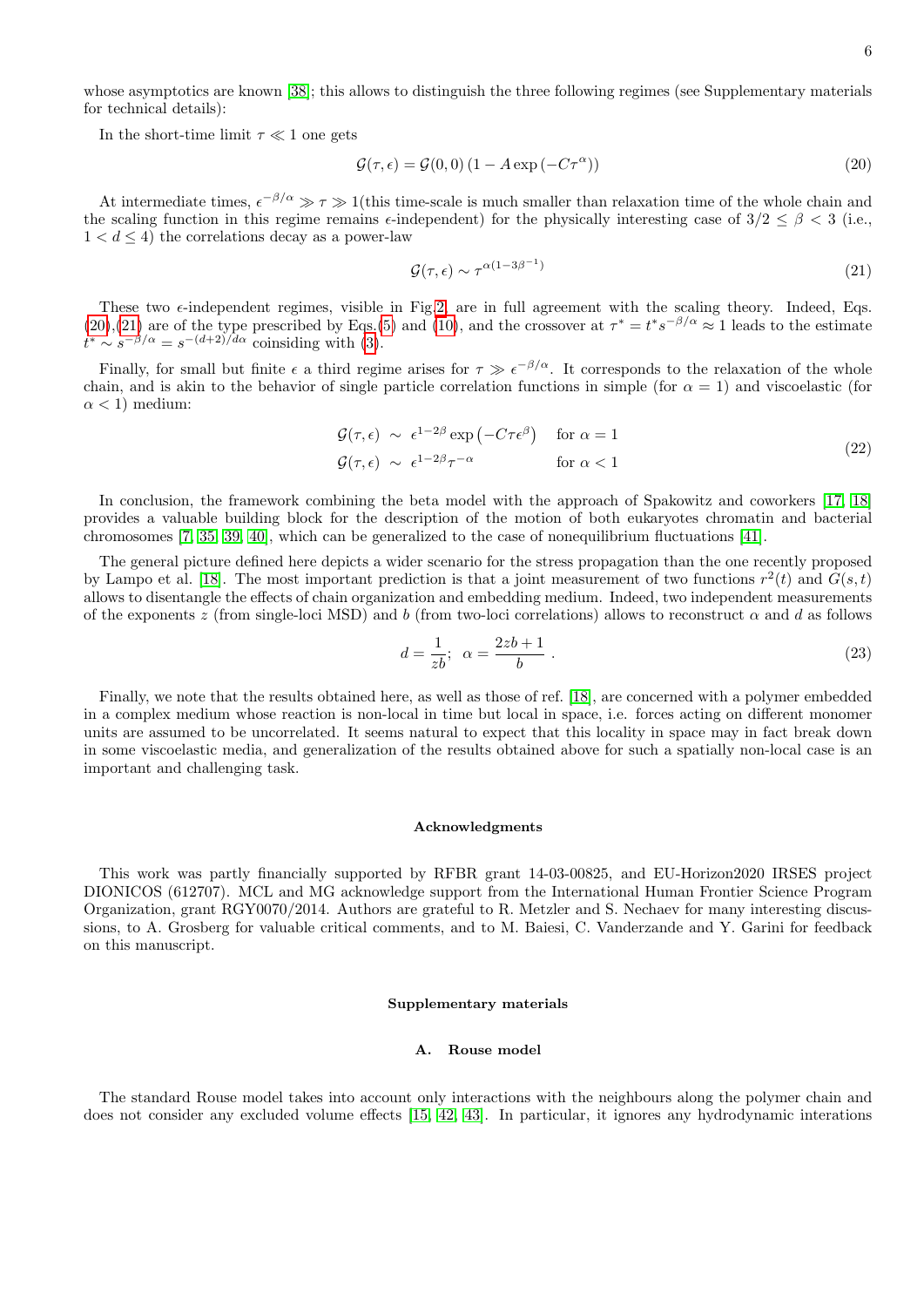whose asymptotics are known [38]; this allows to distinguish the three following regimes (see Supplementary materials for technical details):

In the short-time limit $\tau \ll 1$ one gets

$$\mathcal{G}(\tau, \epsilon) = \mathcal{G}(0, 0)\left(1 - A\exp\left(-C\tau^{\alpha}\right)\right) \tag{20}$$

At intermediate times, $\epsilon^{-\beta/\alpha} \gg \tau \gg 1$(this time-scale is much smaller than relaxation time of the whole chain and the scaling function in this regime remains $\epsilon$-independent) for the physically interesting case of $3/2 \le \beta < 3$ (i.e., $1 < d \le 4$) the correlations decay as a power-law

$$\mathcal{G}(\tau, \epsilon) \sim \tau^{\alpha(1-3\beta^{-1})} \tag{21}$$

These two $\epsilon$-independent regimes, visible in Fig.2, are in full agreement with the scaling theory. Indeed, Eqs. (20),(21) are of the type prescribed by Eqs.(5) and (10), and the crossover at $\tau^* = t^* s^{-\beta/\alpha} \approx 1$ leads to the estimate $t^* \sim s^{-\beta/\alpha} = s^{-(d+2)/d\alpha}$ coinsiding with (3).

Finally, for small but finite $\epsilon$ a third regime arises for $\tau \gg \epsilon^{-\beta/\alpha}$. It corresponds to the relaxation of the whole chain, and is akin to the behavior of single particle correlation functions in simple (for $\alpha = 1$) and viscoelastic (for $\alpha < 1$) medium:

$$\begin{aligned}
\mathcal{G}(\tau, \epsilon) &\sim \epsilon^{1-2\beta}\exp\left(-C\tau\epsilon^{\beta}\right) \quad \text{for } \alpha = 1 \\
\mathcal{G}(\tau, \epsilon) &\sim \epsilon^{1-2\beta}\tau^{-\alpha} \quad\quad\quad\quad \text{for } \alpha < 1
\end{aligned} \tag{22}$$

In conclusion, the framework combining the beta model with the approach of Spakowitz and coworkers [17, 18] provides a valuable building block for the description of the motion of both eukaryotes chromatin and bacterial chromosomes [7, 35, 39, 40], which can be generalized to the case of nonequilibrium fluctuations [41].

The general picture defined here depicts a wider scenario for the stress propagation than the one recently proposed by Lampo et al. [18]. The most important prediction is that a joint measurement of two functions $r^2(t)$ and $G(s,t)$ allows to disentangle the effects of chain organization and embedding medium. Indeed, two independent measurements of the exponents $z$ (from single-loci MSD) and $b$ (from two-loci correlations) allows to reconstruct $\alpha$ and $d$ as follows

$$d = \frac{1}{zb}; \;\; \alpha = \frac{2zb+1}{b}\;. \tag{23}$$

Finally, we note that the results obtained here, as well as those of ref. [18], are concerned with a polymer embedded in a complex medium whose reaction is non-local in time but local in space, i.e. forces acting on different monomer units are assumed to be uncorrelated. It seems natural to expect that this locality in space may in fact break down in some viscoelastic media, and generalization of the results obtained above for such a spatially non-local case is an important and challenging task.

### Acknowledgments

This work was partly financially supported by RFBR grant 14-03-00825, and EU-Horizon2020 IRSES project DIONICOS (612707). MCL and MG acknowledge support from the International Human Frontier Science Program Organization, grant RGY0070/2014. Authors are grateful to R. Metzler and S. Nechaev for many interesting discussions, to A. Grosberg for valuable critical comments, and to M. Baiesi, C. Vanderzande and Y. Garini for feedback on this manuscript.

### Supplementary materials

#### A. Rouse model

The standard Rouse model takes into account only interactions with the neighbours along the polymer chain and does not consider any excluded volume effects [15, 42, 43]. In particular, it ignores any hydrodynamic interations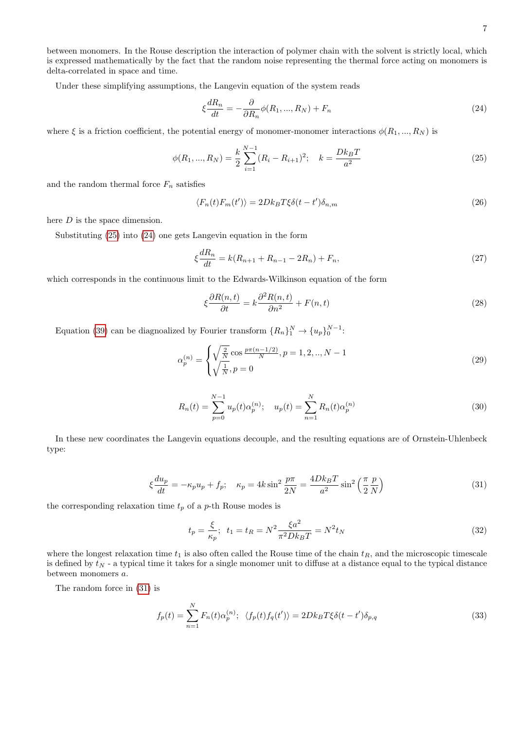between monomers. In the Rouse description the interaction of polymer chain with the solvent is strictly local, which is expressed mathematically by the fact that the random noise representing the thermal force acting on monomers is delta-correlated in space and time.

Under these simplifying assumptions, the Langevin equation of the system reads

$$\xi \frac{dR_n}{dt} = -\frac{\partial}{\partial R_n}\phi(R_1, ..., R_N) + F_n \tag{24}$$

where $\xi$ is a friction coefficient, the potential energy of monomer-monomer interactions $\phi(R_1, ..., R_N)$ is

$$\phi(R_1, ..., R_N) = \frac{k}{2}\sum_{i=1}^{N-1}(R_i - R_{i+1})^2; \quad k = \frac{Dk_BT}{a^2} \tag{25}$$

and the random thermal force $F_n$ satisfies

$$\langle F_n(t)F_m(t')\rangle = 2Dk_BT\xi\delta(t-t')\delta_{n,m} \tag{26}$$

here $D$ is the space dimension.

Substituting (25) into (24) one gets Langevin equation in the form

$$\xi \frac{dR_n}{dt} = k(R_{n+1} + R_{n-1} - 2R_n) + F_n, \tag{27}$$

which corresponds in the continuous limit to the Edwards-Wilkinson equation of the form

$$\xi \frac{\partial R(n,t)}{\partial t} = k\frac{\partial^2 R(n,t)}{\partial n^2} + F(n,t) \tag{28}$$

Equation (39) can be diagnoalized by Fourier transform $\{R_n\}_1^N \to \{u_p\}_0^{N-1}$:

$$\alpha_p^{(n)} = \begin{cases} \sqrt{\frac{2}{N}}\cos\frac{p\pi(n-1/2)}{N}, p = 1, 2, .., N-1 \\ \sqrt{\frac{1}{N}}, p = 0 \end{cases} \tag{29}$$

$$R_n(t) = \sum_{p=0}^{N-1} u_p(t)\alpha_p^{(n)}; \quad u_p(t) = \sum_{n=1}^{N} R_n(t)\alpha_p^{(n)} \tag{30}$$

In these new coordinates the Langevin equations decouple, and the resulting equations are of Ornstein-Uhlenbeck type:

$$\xi\frac{du_p}{dt} = -\kappa_p u_p + f_p; \quad \kappa_p = 4k\sin^2\frac{p\pi}{2N} = \frac{4Dk_BT}{a^2}\sin^2\left(\frac{\pi}{2}\frac{p}{N}\right) \tag{31}$$

the corresponding relaxation time $t_p$ of a $p$-th Rouse modes is

$$t_p = \frac{\xi}{\kappa_p}; \;\; t_1 = t_R = N^2\frac{\xi a^2}{\pi^2 Dk_BT} = N^2 t_N \tag{32}$$

where the longest relaxation time $t_1$ is also often called the Rouse time of the chain $t_R$, and the microscopic timescale is defined by $t_N$ - a typical time it takes for a single monomer unit to diffuse at a distance equal to the typical distance between monomers $a$.

The random force in (31) is

$$f_p(t) = \sum_{n=1}^{N} F_n(t)\alpha_p^{(n)}; \;\; \langle f_p(t)f_q(t')\rangle = 2Dk_BT\xi\delta(t-t')\delta_{p,q} \tag{33}$$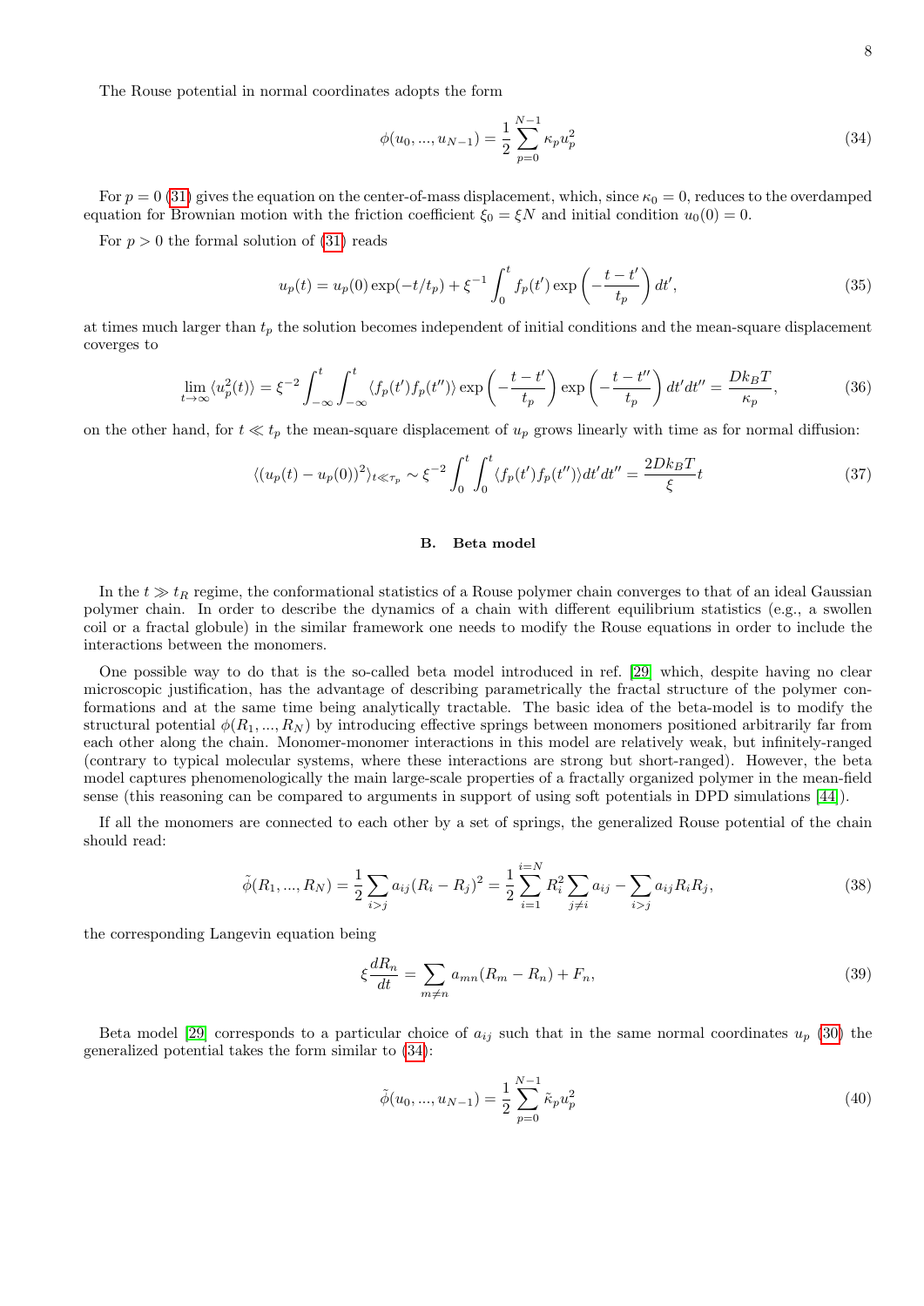The Rouse potential in normal coordinates adopts the form

$$\phi(u_0, ..., u_{N-1}) = \frac{1}{2} \sum_{p=0}^{N-1} \kappa_p u_p^2 \tag{34}$$

For $p = 0$ (31) gives the equation on the center-of-mass displacement, which, since $\kappa_0 = 0$, reduces to the overdamped equation for Brownian motion with the friction coefficient $\xi_0 = \xi N$ and initial condition $u_0(0) = 0$.

For $p > 0$ the formal solution of (31) reads

$$u_p(t) = u_p(0) \exp(-t/t_p) + \xi^{-1} \int_0^t f_p(t') \exp\left(-\frac{t-t'}{t_p}\right) dt', \tag{35}$$

at times much larger than $t_p$ the solution becomes independent of initial conditions and the mean-square displacement coverges to

$$\lim_{t\to\infty} \langle u_p^2(t) \rangle = \xi^{-2} \int_{-\infty}^t \int_{-\infty}^t \langle f_p(t') f_p(t'') \rangle \exp\left(-\frac{t-t'}{t_p}\right) \exp\left(-\frac{t-t''}{t_p}\right) dt' dt'' = \frac{D k_B T}{\kappa_p}, \tag{36}$$

on the other hand, for $t \ll t_p$ the mean-square displacement of $u_p$ grows linearly with time as for normal diffusion:

$$\langle (u_p(t) - u_p(0))^2 \rangle_{t \ll \tau_p} \sim \xi^{-2} \int_0^t \int_0^t \langle f_p(t') f_p(t'') \rangle dt' dt'' = \frac{2 D k_B T}{\xi} t \tag{37}$$

### B. Beta model

In the $t \gg t_R$ regime, the conformational statistics of a Rouse polymer chain converges to that of an ideal Gaussian polymer chain. In order to describe the dynamics of a chain with different equilibrium statistics (e.g., a swollen coil or a fractal globule) in the similar framework one needs to modify the Rouse equations in order to include the interactions between the monomers.

One possible way to do that is the so-called beta model introduced in ref. [29] which, despite having no clear microscopic justification, has the advantage of describing parametrically the fractal structure of the polymer conformations and at the same time being analytically tractable. The basic idea of the beta-model is to modify the structural potential $\phi(R_1, ..., R_N)$ by introducing effective springs between monomers positioned arbitrarily far from each other along the chain. Monomer-monomer interactions in this model are relatively weak, but infinitely-ranged (contrary to typical molecular systems, where these interactions are strong but short-ranged). However, the beta model captures phenomenologically the main large-scale properties of a fractally organized polymer in the mean-field sense (this reasoning can be compared to arguments in support of using soft potentials in DPD simulations [44]).

If all the monomers are connected to each other by a set of springs, the generalized Rouse potential of the chain should read:

$$\tilde{\phi}(R_1, ..., R_N) = \frac{1}{2} \sum_{i>j} a_{ij} (R_i - R_j)^2 = \frac{1}{2} \sum_{i=1}^{i=N} R_i^2 \sum_{j \neq i} a_{ij} - \sum_{i>j} a_{ij} R_i R_j, \tag{38}$$

the corresponding Langevin equation being

$$\xi \frac{dR_n}{dt} = \sum_{m \neq n} a_{mn} (R_m - R_n) + F_n, \tag{39}$$

Beta model [29] corresponds to a particular choice of $a_{ij}$ such that in the same normal coordinates $u_p$ (30) the generalized potential takes the form similar to (34):

$$\tilde{\phi}(u_0, ..., u_{N-1}) = \frac{1}{2} \sum_{p=0}^{N-1} \tilde{\kappa}_p u_p^2 \tag{40}$$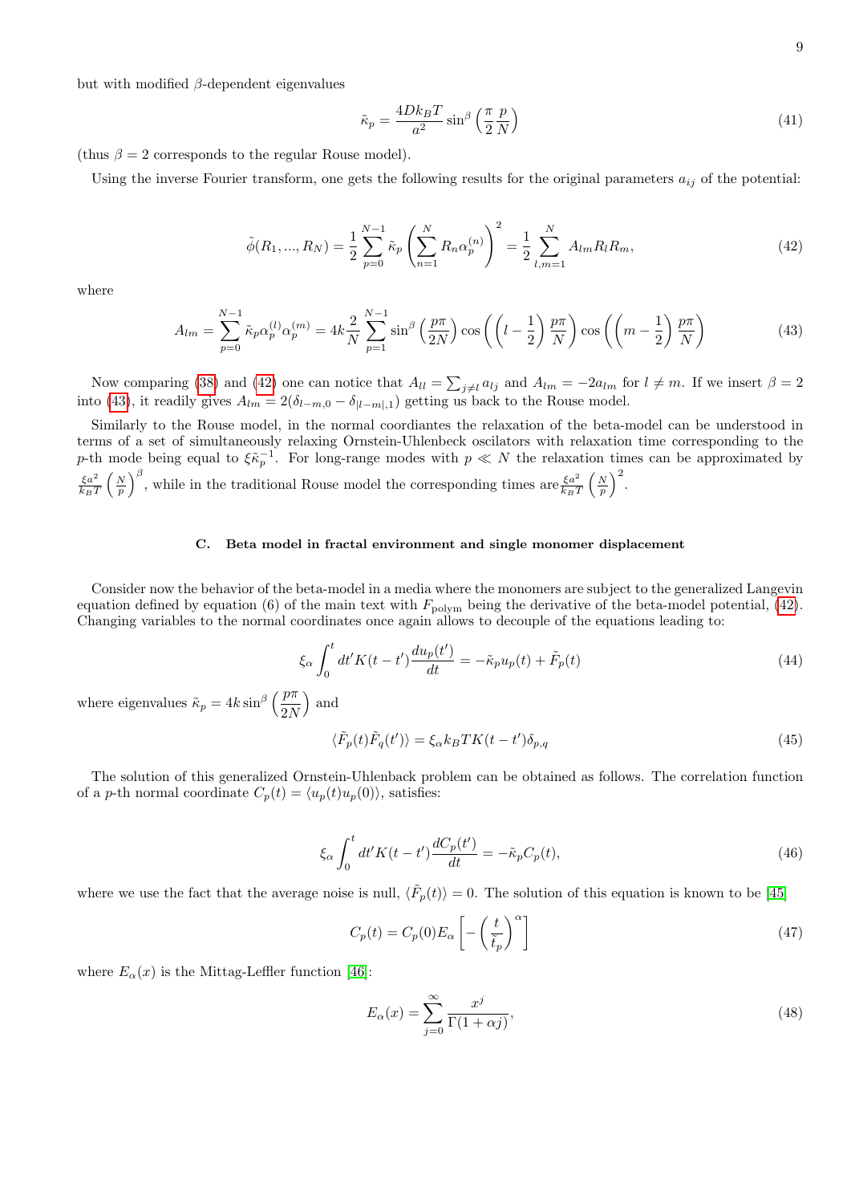but with modified $\beta$-dependent eigenvalues

$$\tilde{\kappa}_p = \frac{4Dk_BT}{a^2}\sin^\beta\left(\frac{\pi}{2}\frac{p}{N}\right) \tag{41}$$

(thus $\beta = 2$ corresponds to the regular Rouse model).

Using the inverse Fourier transform, one gets the following results for the original parameters $a_{ij}$ of the potential:

$$\tilde{\phi}(R_1, ..., R_N) = \frac{1}{2}\sum_{p=0}^{N-1}\tilde{\kappa}_p\left(\sum_{n=1}^{N}R_n\alpha_p^{(n)}\right)^2 = \frac{1}{2}\sum_{l,m=1}^{N}A_{lm}R_lR_m, \tag{42}$$

where

$$A_{lm} = \sum_{p=0}^{N-1}\tilde{\kappa}_p\alpha_p^{(l)}\alpha_p^{(m)} = 4k\frac{2}{N}\sum_{p=1}^{N-1}\sin^\beta\left(\frac{p\pi}{2N}\right)\cos\left(\left(l-\frac{1}{2}\right)\frac{p\pi}{N}\right)\cos\left(\left(m-\frac{1}{2}\right)\frac{p\pi}{N}\right) \tag{43}$$

Now comparing (38) and (42) one can notice that $A_{ll} = \sum_{j\neq l}a_{lj}$ and $A_{lm} = -2a_{lm}$ for $l \neq m$. If we insert $\beta = 2$ into (43), it readily gives $A_{lm} = 2(\delta_{l-m,0} - \delta_{|l-m|,1})$ getting us back to the Rouse model.

Similarly to the Rouse model, in the normal coordiantes the relaxation of the beta-model can be understood in terms of a set of simultaneously relaxing Ornstein-Uhlenbeck oscillators with relaxation time corresponding to the $p$-th mode being equal to $\xi\tilde{\kappa}_p^{-1}$. For long-range modes with $p \ll N$ the relaxation times can be approximated by $\frac{\xi a^2}{k_BT}\left(\frac{N}{p}\right)^\beta$, while in the traditional Rouse model the corresponding times are $\frac{\xi a^2}{k_BT}\left(\frac{N}{p}\right)^2$.

### C. Beta model in fractal environment and single monomer displacement

Consider now the behavior of the beta-model in a media where the monomers are subject to the generalized Langevin equation defined by equation (6) of the main text with $F_{\text{polym}}$ being the derivative of the beta-model potential, (42). Changing variables to the normal coordinates once again allows to decouple of the equations leading to:

$$\xi_\alpha\int_0^t dt' K(t-t')\frac{du_p(t')}{dt} = -\tilde{\kappa}_p u_p(t) + \tilde{F}_p(t) \tag{44}$$

where eigenvalues $\tilde{\kappa}_p = 4k\sin^\beta\left(\frac{p\pi}{2N}\right)$ and

$$\langle\tilde{F}_p(t)\tilde{F}_q(t')\rangle = \xi_\alpha k_BTK(t-t')\delta_{p,q} \tag{45}$$

The solution of this generalized Ornstein-Uhlenback problem can be obtained as follows. The correlation function of a $p$-th normal coordinate $C_p(t) = \langle u_p(t)u_p(0)\rangle$, satisfies:

$$\xi_\alpha\int_0^t dt' K(t-t')\frac{dC_p(t')}{dt} = -\tilde{\kappa}_p C_p(t), \tag{46}$$

where we use the fact that the average noise is null, $\langle\tilde{F}_p(t)\rangle = 0$. The solution of this equation is known to be [45]

$$C_p(t) = C_p(0)E_\alpha\left[-\left(\frac{t}{\tilde{t}_p}\right)^\alpha\right] \tag{47}$$

where $E_\alpha(x)$ is the Mittag-Leffler function [46]:

$$E_\alpha(x) = \sum_{j=0}^{\infty}\frac{x^j}{\Gamma(1+\alpha j)}, \tag{48}$$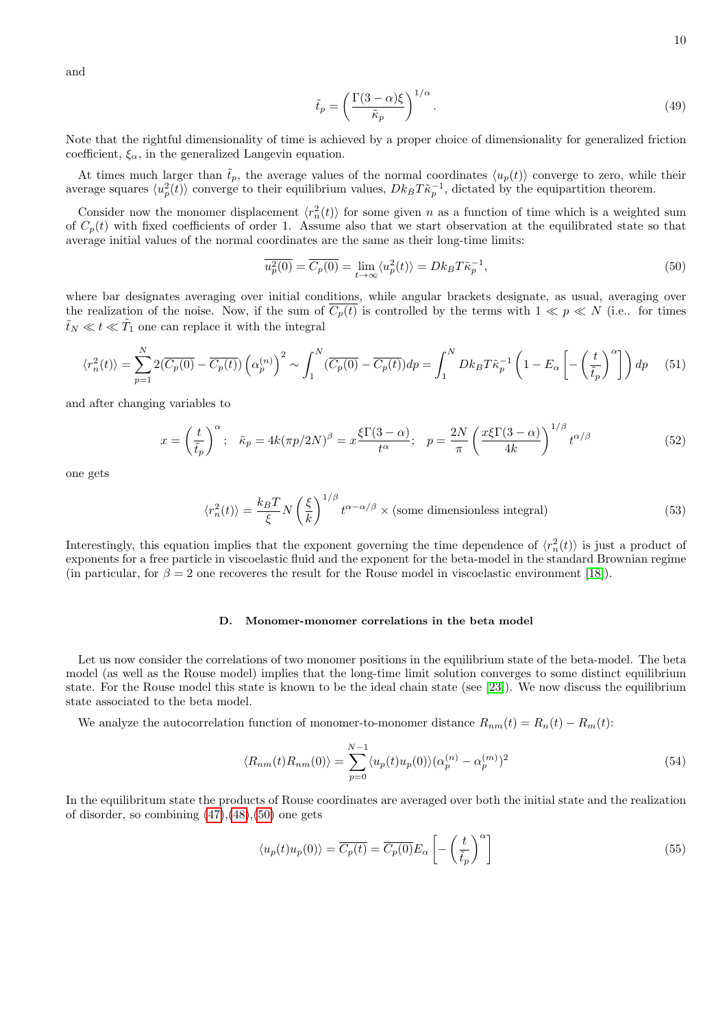and

$$\tilde{t}_p = \left(\frac{\Gamma(3-\alpha)\xi}{\tilde{\kappa}_p}\right)^{1/\alpha}. \tag{49}$$

Note that the rightful dimensionality of time is achieved by a proper choice of dimensionality for generalized friction coefficient, $\xi_\alpha$, in the generalized Langevin equation.

At times much larger than $\tilde{t}_p$, the average values of the normal coordinates $\langle u_p(t)\rangle$ converge to zero, while their average squares $\langle u_p^2(t)\rangle$ converge to their equilibrium values, $Dk_BT\tilde{\kappa}_p^{-1}$, dictated by the equipartition theorem.

Consider now the monomer displacement $\langle r_n^2(t)\rangle$ for some given $n$ as a function of time which is a weighted sum of $C_p(t)$ with fixed coefficients of order 1. Assume also that we start observation at the equilibrated state so that average initial values of the normal coordinates are the same as their long-time limits:

$$\overline{u_p^2(0)} = \overline{C_p(0)} = \lim_{t\to\infty}\langle u_p^2(t)\rangle = Dk_BT\tilde{\kappa}_p^{-1}, \tag{50}$$

where bar designates averaging over initial conditions, while angular brackets designate, as usual, averaging over the realization of the noise. Now, if the sum of $\overline{C_p(t)}$ is controlled by the terms with $1 \ll p \ll N$ (i.e.. for times $\tilde{t}_N \ll t \ll \tilde{T}_1$ one can replace it with the integral

$$\langle r_n^2(t)\rangle = \sum_{p=1}^{N} 2(\overline{C_p(0)} - \overline{C_p(t)})\left(\alpha_p^{(n)}\right)^2 \sim \int_1^N (\overline{C_p(0)} - \overline{C_p(t)})dp = \int_1^N Dk_BT\tilde{\kappa}_p^{-1}\left(1 - E_\alpha\left[-\left(\frac{t}{\tilde{t}_p}\right)^\alpha\right]\right)dp \tag{51}$$

and after changing variables to

$$x = \left(\frac{t}{\tilde{t}_p}\right)^\alpha; \quad \tilde{\kappa}_p = 4k(\pi p/2N)^\beta = x\frac{\xi\Gamma(3-\alpha)}{t^\alpha}; \quad p = \frac{2N}{\pi}\left(\frac{x\xi\Gamma(3-\alpha)}{4k}\right)^{1/\beta} t^{\alpha/\beta} \tag{52}$$

one gets

$$\langle r_n^2(t)\rangle = \frac{k_BT}{\xi}N\left(\frac{\xi}{k}\right)^{1/\beta} t^{\alpha-\alpha/\beta} \times (\text{some dimensionless integral}) \tag{53}$$

Interestingly, this equation implies that the exponent governing the time dependence of $\langle r_n^2(t)\rangle$ is just a product of exponents for a free particle in viscoelastic fluid and the exponent for the beta-model in the standard Brownian regime (in particular, for $\beta = 2$ one recoveres the result for the Rouse model in viscoelastic environment [18]).

### D. Monomer-monomer correlations in the beta model

Let us now consider the correlations of two monomer positions in the equilibrium state of the beta-model. The beta model (as well as the Rouse model) implies that the long-time limit solution converges to some distinct equilibrium state. For the Rouse model this state is known to be the ideal chain state (see [23]). We now discuss the equilibrium state associated to the beta model.

We analyze the autocorrelation function of monomer-to-monomer distance $R_{nm}(t) = R_n(t) - R_m(t)$:

$$\langle R_{nm}(t)R_{nm}(0)\rangle = \sum_{p=0}^{N-1}\langle u_p(t)u_p(0)\rangle(\alpha_p^{(n)} - \alpha_p^{(m)})^2 \tag{54}$$

In the equilibritum state the products of Rouse coordinates are averaged over both the initial state and the realization of disorder, so combining (47),(48),(50) one gets

$$\langle u_p(t)u_p(0)\rangle = \overline{C_p(t)} = \overline{C_p(0)}E_\alpha\left[-\left(\frac{t}{\tilde{t}_p}\right)^\alpha\right] \tag{55}$$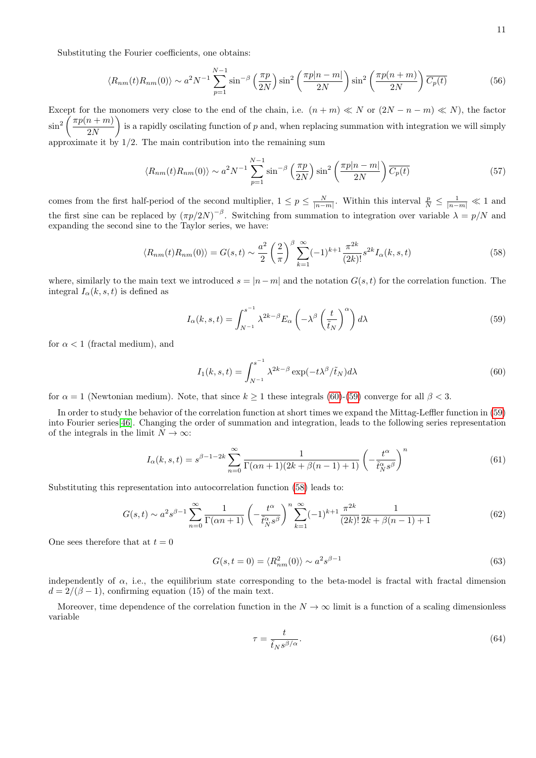Substituting the Fourier coefficients, one obtains:

$$\langle R_{nm}(t)R_{nm}(0)\rangle \sim a^2 N^{-1}\sum_{p=1}^{N-1}\sin^{-\beta}\left(\frac{\pi p}{2N}\right)\sin^2\left(\frac{\pi p|n-m|}{2N}\right)\sin^2\left(\frac{\pi p(n+m)}{2N}\right)\overline{C_p(t)} \tag{56}$$

Except for the monomers very close to the end of the chain, i.e. $(n+m) \ll N$ or $(2N-n-m) \ll N$), the factor $\sin^2\left(\dfrac{\pi p(n+m)}{2N}\right)$ is a rapidly oscilating function of $p$ and, when replacing summation with integration we will simply approximate it by $1/2$. The main contribution into the remaining sum

$$\langle R_{nm}(t)R_{nm}(0)\rangle \sim a^2 N^{-1}\sum_{p=1}^{N-1}\sin^{-\beta}\left(\frac{\pi p}{2N}\right)\sin^2\left(\frac{\pi p|n-m|}{2N}\right)\overline{C_p(t)} \tag{57}$$

comes from the first half-period of the second multiplier, $1 \le p \le \frac{N}{|n-m|}$. Within this interval $\frac{p}{N} \le \frac{1}{|n-m|} \ll 1$ and the first sine can be replaced by $(\pi p/2N)^{-\beta}$. Switching from summation to integration over variable $\lambda = p/N$ and expanding the second sine to the Taylor series, we have:

$$\langle R_{nm}(t)R_{nm}(0)\rangle = G(s,t) \sim \frac{a^2}{2}\left(\frac{2}{\pi}\right)^{\beta}\sum_{k=1}^{\infty}(-1)^{k+1}\frac{\pi^{2k}}{(2k)!}s^{2k}I_{\alpha}(k,s,t) \tag{58}$$

where, similarly to the main text we introduced $s = |n-m|$ and the notation $G(s,t)$ for the correlation function. The integral $I_{\alpha}(k,s,t)$ is defined as

$$I_{\alpha}(k,s,t) = \int_{N^{-1}}^{s^{-1}}\lambda^{2k-\beta}E_{\alpha}\left(-\lambda^{\beta}\left(\frac{t}{\tilde{t}_N}\right)^{\alpha}\right)d\lambda \tag{59}$$

for $\alpha < 1$ (fractal medium), and

$$I_1(k,s,t) = \int_{N^{-1}}^{s^{-1}}\lambda^{2k-\beta}\exp(-t\lambda^{\beta}/\tilde{t}_N)d\lambda \tag{60}$$

for $\alpha = 1$ (Newtonian medium). Note, that since $k \ge 1$ these integrals (60)-(59) converge for all $\beta < 3$.

In order to study the behavior of the correlation function at short times we expand the Mittag-Leffler function in (59) into Fourier series[46]. Changing the order of summation and integration, leads to the following series representation of the integrals in the limit $N \to \infty$:

$$I_{\alpha}(k,s,t) = s^{\beta-1-2k}\sum_{n=0}^{\infty}\frac{1}{\Gamma(\alpha n+1)(2k+\beta(n-1)+1)}\left(-\frac{t^{\alpha}}{\tilde{t}_N^{\alpha}s^{\beta}}\right)^n \tag{61}$$

Substituting this representation into autocorrelation function (58) leads to:

$$G(s,t) \sim a^2 s^{\beta-1}\sum_{n=0}^{\infty}\frac{1}{\Gamma(\alpha n+1)}\left(-\frac{t^{\alpha}}{\tilde{t}_N^{\alpha}s^{\beta}}\right)^n\sum_{k=1}^{\infty}(-1)^{k+1}\frac{\pi^{2k}}{(2k)!}\frac{1}{2k+\beta(n-1)+1} \tag{62}$$

One sees therefore that at $t = 0$

$$G(s,t=0) = \langle R_{nm}^2(0)\rangle \sim a^2 s^{\beta-1} \tag{63}$$

independently of $\alpha$, i.e., the equilibrium state corresponding to the beta-model is fractal with fractal dimension $d = 2/(\beta-1)$, confirming equation (15) of the main text.

Moreover, time dependence of the correlation function in the $N \to \infty$ limit is a function of a scaling dimensionless variable

$$\tau = \frac{t}{\tilde{t}_N s^{\beta/\alpha}}. \tag{64}$$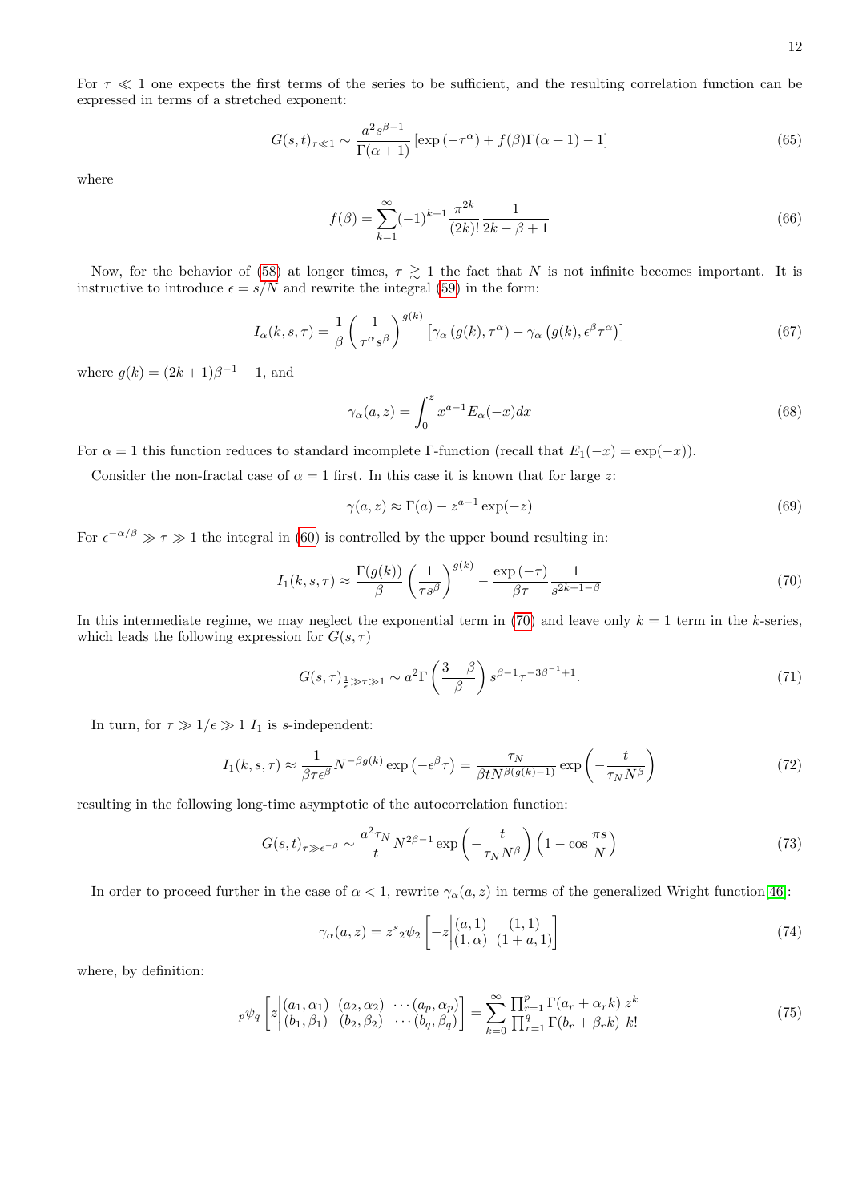For $\tau \ll 1$ one expects the first terms of the series to be sufficient, and the resulting correlation function can be expressed in terms of a stretched exponent:

$$G(s,t)_{\tau \ll 1} \sim \frac{a^2 s^{\beta-1}}{\Gamma(\alpha+1)} \left[\exp\left(-\tau^{\alpha}\right) + f(\beta)\Gamma(\alpha+1) - 1\right] \tag{65}$$

where

$$f(\beta) = \sum_{k=1}^{\infty} (-1)^{k+1} \frac{\pi^{2k}}{(2k)!} \frac{1}{2k-\beta+1} \tag{66}$$

Now, for the behavior of (58) at longer times, $\tau \gtrsim 1$ the fact that $N$ is not infinite becomes important. It is instructive to introduce $\epsilon = s/N$ and rewrite the integral (59) in the form:

$$I_{\alpha}(k,s,\tau) = \frac{1}{\beta}\left(\frac{1}{\tau^{\alpha} s^{\beta}}\right)^{g(k)} \left[\gamma_{\alpha}\left(g(k), \tau^{\alpha}\right) - \gamma_{\alpha}\left(g(k), \epsilon^{\beta}\tau^{\alpha}\right)\right] \tag{67}$$

where $g(k) = (2k+1)\beta^{-1} - 1$, and

$$\gamma_{\alpha}(a,z) = \int_0^z x^{a-1} E_{\alpha}(-x) dx \tag{68}$$

For $\alpha = 1$ this function reduces to standard incomplete $\Gamma$-function (recall that $E_1(-x) = \exp(-x)$).

Consider the non-fractal case of $\alpha = 1$ first. In this case it is known that for large $z$:

$$\gamma(a,z) \approx \Gamma(a) - z^{a-1}\exp(-z) \tag{69}$$

For $\epsilon^{-\alpha/\beta} \gg \tau \gg 1$ the integral in (60) is controlled by the upper bound resulting in:

$$I_1(k,s,\tau) \approx \frac{\Gamma(g(k))}{\beta}\left(\frac{1}{\tau s^{\beta}}\right)^{g(k)} - \frac{\exp\left(-\tau\right)}{\beta\tau}\frac{1}{s^{2k+1-\beta}} \tag{70}$$

In this intermediate regime, we may neglect the exponential term in (70) and leave only $k = 1$ term in the $k$-series, which leads the following expression for $G(s,\tau)$

$$G(s,\tau)_{\frac{1}{\epsilon} \gg \tau \gg 1} \sim a^2 \Gamma\left(\frac{3-\beta}{\beta}\right) s^{\beta-1} \tau^{-3\beta^{-1}+1}. \tag{71}$$

In turn, for $\tau \gg 1/\epsilon \gg 1$ $I_1$ is $s$-independent:

$$I_1(k,s,\tau) \approx \frac{1}{\beta\tau\epsilon^{\beta}} N^{-\beta g(k)} \exp\left(-\epsilon^{\beta}\tau\right) = \frac{\tau_N}{\beta t N^{\beta(g(k)-1)}} \exp\left(-\frac{t}{\tau_N N^{\beta}}\right) \tag{72}$$

resulting in the following long-time asymptotic of the autocorrelation function:

$$G(s,t)_{\tau \gg \epsilon^{-\beta}} \sim \frac{a^2 \tau_N}{t} N^{2\beta-1} \exp\left(-\frac{t}{\tau_N N^{\beta}}\right)\left(1 - \cos\frac{\pi s}{N}\right) \tag{73}$$

In order to proceed further in the case of $\alpha < 1$, rewrite $\gamma_{\alpha}(a,z)$ in terms of the generalized Wright function[46]:

$$\gamma_{\alpha}(a,z) = z^{s}\, {}_2\psi_2\left[-z\middle| \begin{matrix}(a,1) & (1,1) \\ (1,\alpha) & (1+a,1)\end{matrix}\right] \tag{74}$$

where, by definition:

$${}_p\psi_q\left[z\middle| \begin{matrix}(a_1,\alpha_1) & (a_2,\alpha_2) & \cdots (a_p,\alpha_p) \\ (b_1,\beta_1) & (b_2,\beta_2) & \cdots (b_q,\beta_q)\end{matrix}\right] = \sum_{k=0}^{\infty} \frac{\prod_{r=1}^{p}\Gamma(a_r + \alpha_r k)}{\prod_{r=1}^{q}\Gamma(b_r + \beta_r k)} \frac{z^k}{k!} \tag{75}$$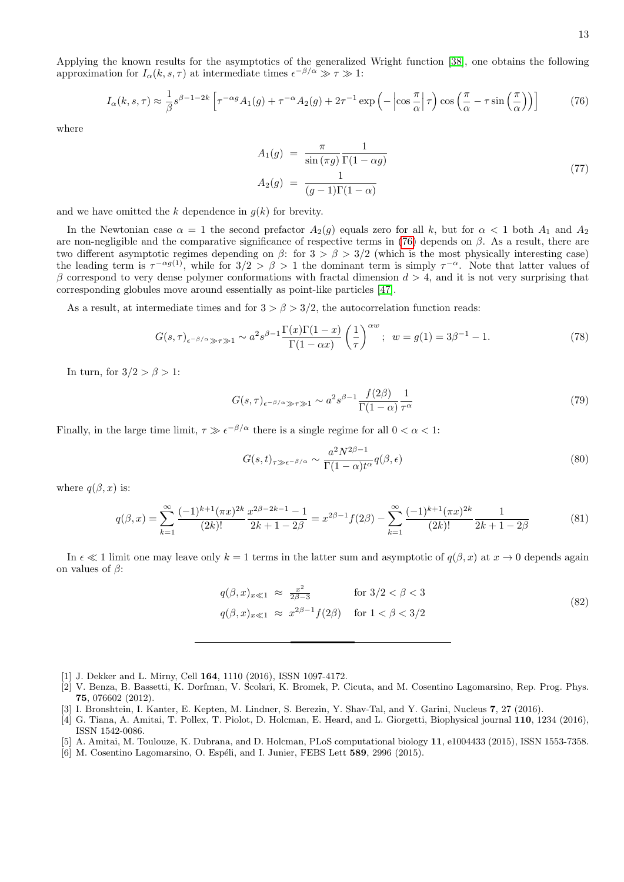Applying the known results for the asymptotics of the generalized Wright function [38], one obtains the following approximation for $I_\alpha(k, s, \tau)$ at intermediate times $\epsilon^{-\beta/\alpha} \gg \tau \gg 1$:

$$I_\alpha(k, s, \tau) \approx \frac{1}{\beta} s^{\beta-1-2k} \left[ \tau^{-\alpha g} A_1(g) + \tau^{-\alpha} A_2(g) + 2\tau^{-1} \exp\left( - \left| \cos\frac{\pi}{\alpha} \right| \tau \right) \cos\left( \frac{\pi}{\alpha} - \tau \sin\left(\frac{\pi}{\alpha}\right) \right) \right] \tag{76}$$

where

$$\begin{aligned} A_1(g) &= \frac{\pi}{\sin(\pi g)} \frac{1}{\Gamma(1-\alpha g)} \\ A_2(g) &= \frac{1}{(g-1)\Gamma(1-\alpha)} \end{aligned} \tag{77}$$

and we have omitted the $k$ dependence in $g(k)$ for brevity.

In the Newtonian case $\alpha = 1$ the second prefactor $A_2(g)$ equals zero for all $k$, but for $\alpha < 1$ both $A_1$ and $A_2$ are non-negligible and the comparative significance of respective terms in (76) depends on $\beta$. As a result, there are two different asymptotic regimes depending on $\beta$: for $3 > \beta > 3/2$ (which is the most physically interesting case) the leading term is $\tau^{-\alpha g(1)}$, while for $3/2 > \beta > 1$ the dominant term is simply $\tau^{-\alpha}$. Note that latter values of $\beta$ correspond to very dense polymer conformations with fractal dimension $d > 4$, and it is not very surprising that corresponding globules move around essentially as point-like particles [47].

As a result, at intermediate times and for $3 > \beta > 3/2$, the autocorrelation function reads:

$$G(s,\tau)_{\epsilon^{-\beta/\alpha} \gg \tau \gg 1} \sim a^2 s^{\beta-1} \frac{\Gamma(x)\Gamma(1-x)}{\Gamma(1-\alpha x)} \left(\frac{1}{\tau}\right)^{\alpha w}; \;\; w = g(1) = 3\beta^{-1} - 1. \tag{78}$$

In turn, for $3/2 > \beta > 1$:

$$G(s,\tau)_{\epsilon^{-\beta/\alpha} \gg \tau \gg 1} \sim a^2 s^{\beta-1} \frac{f(2\beta)}{\Gamma(1-\alpha)} \frac{1}{\tau^{\alpha}} \tag{79}$$

Finally, in the large time limit, $\tau \gg \epsilon^{-\beta/\alpha}$ there is a single regime for all $0 < \alpha < 1$:

$$G(s,t)_{\tau \gg \epsilon^{-\beta/\alpha}} \sim \frac{a^2 N^{2\beta-1}}{\Gamma(1-\alpha) t^{\alpha}} q(\beta, \epsilon) \tag{80}$$

where $q(\beta, x)$ is:

$$q(\beta, x) = \sum_{k=1}^{\infty} \frac{(-1)^{k+1} (\pi x)^{2k}}{(2k)!} \frac{x^{2\beta-2k-1} - 1}{2k+1-2\beta} = x^{2\beta-1} f(2\beta) - \sum_{k=1}^{\infty} \frac{(-1)^{k+1}(\pi x)^{2k}}{(2k)!} \frac{1}{2k+1-2\beta} \tag{81}$$

In $\epsilon \ll 1$ limit one may leave only $k = 1$ terms in the latter sum and asymptotic of $q(\beta, x)$ at $x \to 0$ depends again on values of $\beta$:

$$\begin{aligned} q(\beta, x)_{x \ll 1} &\approx \frac{x^2}{2\beta - 3} && \text{for } 3/2 < \beta < 3 \\ q(\beta, x)_{x \ll 1} &\approx x^{2\beta-1} f(2\beta) && \text{for } 1 < \beta < 3/2 \end{aligned} \tag{82}$$

---

[1] J. Dekker and L. Mirny, Cell **164**, 1110 (2016), ISSN 1097-4172.

[2] V. Benza, B. Bassetti, K. Dorfman, V. Scolari, K. Bromek, P. Cicuta, and M. Cosentino Lagomarsino, Rep. Prog. Phys. **75**, 076602 (2012).

[3] I. Bronshtein, I. Kanter, E. Kepten, M. Lindner, S. Berezin, Y. Shav-Tal, and Y. Garini, Nucleus **7**, 27 (2016).

[4] G. Tiana, A. Amitai, T. Pollex, T. Piolot, D. Holcman, E. Heard, and L. Giorgetti, Biophysical journal **110**, 1234 (2016), ISSN 1542-0086.

[5] A. Amitai, M. Toulouze, K. Dubrana, and D. Holcman, PLoS computational biology **11**, e1004433 (2015), ISSN 1553-7358.

[6] M. Cosentino Lagomarsino, O. Espéli, and I. Junier, FEBS Lett **589**, 2996 (2015).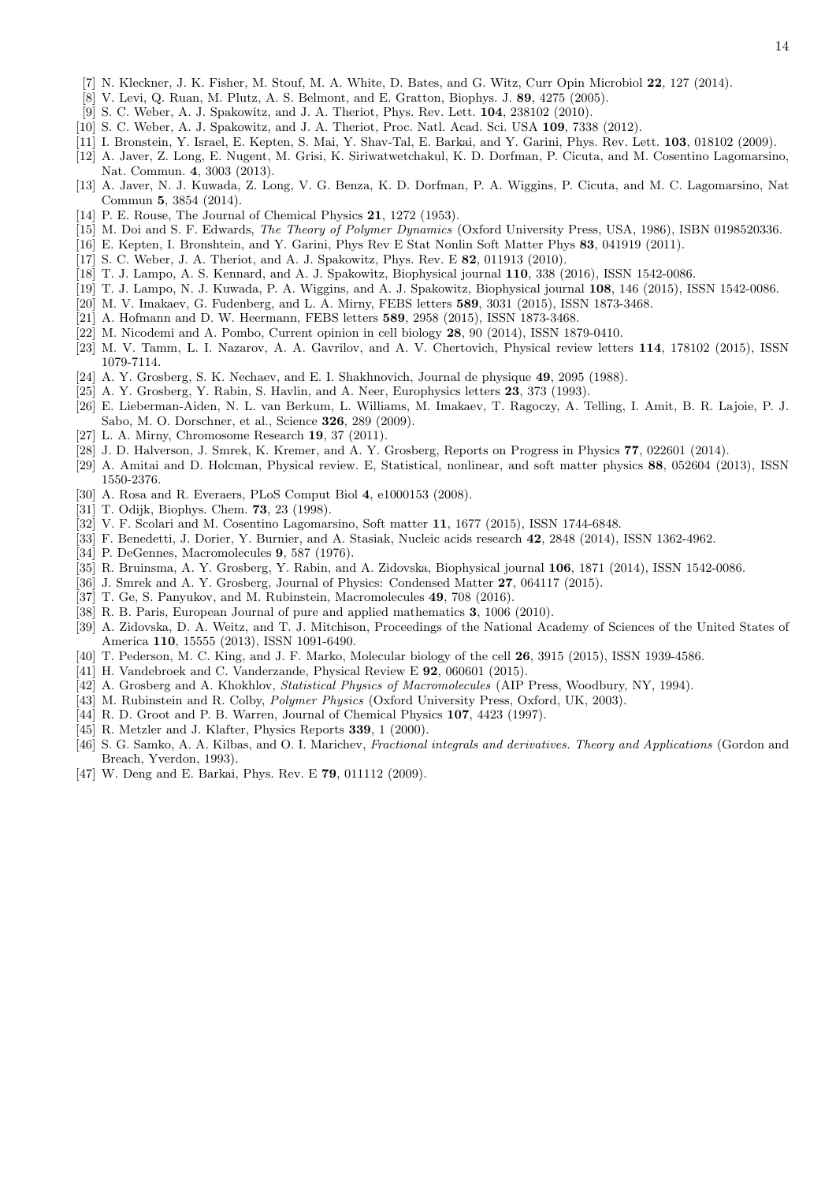[7] N. Kleckner, J. K. Fisher, M. Stouf, M. A. White, D. Bates, and G. Witz, Curr Opin Microbiol **22**, 127 (2014).
[8] V. Levi, Q. Ruan, M. Plutz, A. S. Belmont, and E. Gratton, Biophys. J. **89**, 4275 (2005).
[9] S. C. Weber, A. J. Spakowitz, and J. A. Theriot, Phys. Rev. Lett. **104**, 238102 (2010).
[10] S. C. Weber, A. J. Spakowitz, and J. A. Theriot, Proc. Natl. Acad. Sci. USA **109**, 7338 (2012).
[11] I. Bronstein, Y. Israel, E. Kepten, S. Mai, Y. Shav-Tal, E. Barkai, and Y. Garini, Phys. Rev. Lett. **103**, 018102 (2009).
[12] A. Javer, Z. Long, E. Nugent, M. Grisi, K. Siriwatwetchakul, K. D. Dorfman, P. Cicuta, and M. Cosentino Lagomarsino, Nat. Commun. **4**, 3003 (2013).
[13] A. Javer, N. J. Kuwada, Z. Long, V. G. Benza, K. D. Dorfman, P. A. Wiggins, P. Cicuta, and M. C. Lagomarsino, Nat Commun **5**, 3854 (2014).
[14] P. E. Rouse, The Journal of Chemical Physics **21**, 1272 (1953).
[15] M. Doi and S. F. Edwards, *The Theory of Polymer Dynamics* (Oxford University Press, USA, 1986), ISBN 0198520336.
[16] E. Kepten, I. Bronshtein, and Y. Garini, Phys Rev E Stat Nonlin Soft Matter Phys **83**, 041919 (2011).
[17] S. C. Weber, J. A. Theriot, and A. J. Spakowitz, Phys. Rev. E **82**, 011913 (2010).
[18] T. J. Lampo, A. S. Kennard, and A. J. Spakowitz, Biophysical journal **110**, 338 (2016), ISSN 1542-0086.
[19] T. J. Lampo, N. J. Kuwada, P. A. Wiggins, and A. J. Spakowitz, Biophysical journal **108**, 146 (2015), ISSN 1542-0086.
[20] M. V. Imakaev, G. Fudenberg, and L. A. Mirny, FEBS letters **589**, 3031 (2015), ISSN 1873-3468.
[21] A. Hofmann and D. W. Heermann, FEBS letters **589**, 2958 (2015), ISSN 1873-3468.
[22] M. Nicodemi and A. Pombo, Current opinion in cell biology **28**, 90 (2014), ISSN 1879-0410.
[23] M. V. Tamm, L. I. Nazarov, A. A. Gavrilov, and A. V. Chertovich, Physical review letters **114**, 178102 (2015), ISSN 1079-7114.
[24] A. Y. Grosberg, S. K. Nechaev, and E. I. Shakhnovich, Journal de physique **49**, 2095 (1988).
[25] A. Y. Grosberg, Y. Rabin, S. Havlin, and A. Neer, Europhysics letters **23**, 373 (1993).
[26] E. Lieberman-Aiden, N. L. van Berkum, L. Williams, M. Imakaev, T. Ragoczy, A. Telling, I. Amit, B. R. Lajoie, P. J. Sabo, M. O. Dorschner, et al., Science **326**, 289 (2009).
[27] L. A. Mirny, Chromosome Research **19**, 37 (2011).
[28] J. D. Halverson, J. Smrek, K. Kremer, and A. Y. Grosberg, Reports on Progress in Physics **77**, 022601 (2014).
[29] A. Amitai and D. Holcman, Physical review. E, Statistical, nonlinear, and soft matter physics **88**, 052604 (2013), ISSN 1550-2376.
[30] A. Rosa and R. Everaers, PLoS Comput Biol **4**, e1000153 (2008).
[31] T. Odijk, Biophys. Chem. **73**, 23 (1998).
[32] V. F. Scolari and M. Cosentino Lagomarsino, Soft matter **11**, 1677 (2015), ISSN 1744-6848.
[33] F. Benedetti, J. Dorier, Y. Burnier, and A. Stasiak, Nucleic acids research **42**, 2848 (2014), ISSN 1362-4962.
[34] P. DeGennes, Macromolecules **9**, 587 (1976).
[35] R. Bruinsma, A. Y. Grosberg, Y. Rabin, and A. Zidovska, Biophysical journal **106**, 1871 (2014), ISSN 1542-0086.
[36] J. Smrek and A. Y. Grosberg, Journal of Physics: Condensed Matter **27**, 064117 (2015).
[37] T. Ge, S. Panyukov, and M. Rubinstein, Macromolecules **49**, 708 (2016).
[38] R. B. Paris, European Journal of pure and applied mathematics **3**, 1006 (2010).
[39] A. Zidovska, D. A. Weitz, and T. J. Mitchison, Proceedings of the National Academy of Sciences of the United States of America **110**, 15555 (2013), ISSN 1091-6490.
[40] T. Pederson, M. C. King, and J. F. Marko, Molecular biology of the cell **26**, 3915 (2015), ISSN 1939-4586.
[41] H. Vandebroek and C. Vanderzande, Physical Review E **92**, 060601 (2015).
[42] A. Grosberg and A. Khokhlov, *Statistical Physics of Macromolecules* (AIP Press, Woodbury, NY, 1994).
[43] M. Rubinstein and R. Colby, *Polymer Physics* (Oxford University Press, Oxford, UK, 2003).
[44] R. D. Groot and P. B. Warren, Journal of Chemical Physics **107**, 4423 (1997).
[45] R. Metzler and J. Klafter, Physics Reports **339**, 1 (2000).
[46] S. G. Samko, A. A. Kilbas, and O. I. Marichev, *Fractional integrals and derivatives. Theory and Applications* (Gordon and Breach, Yverdon, 1993).
[47] W. Deng and E. Barkai, Phys. Rev. E **79**, 011112 (2009).